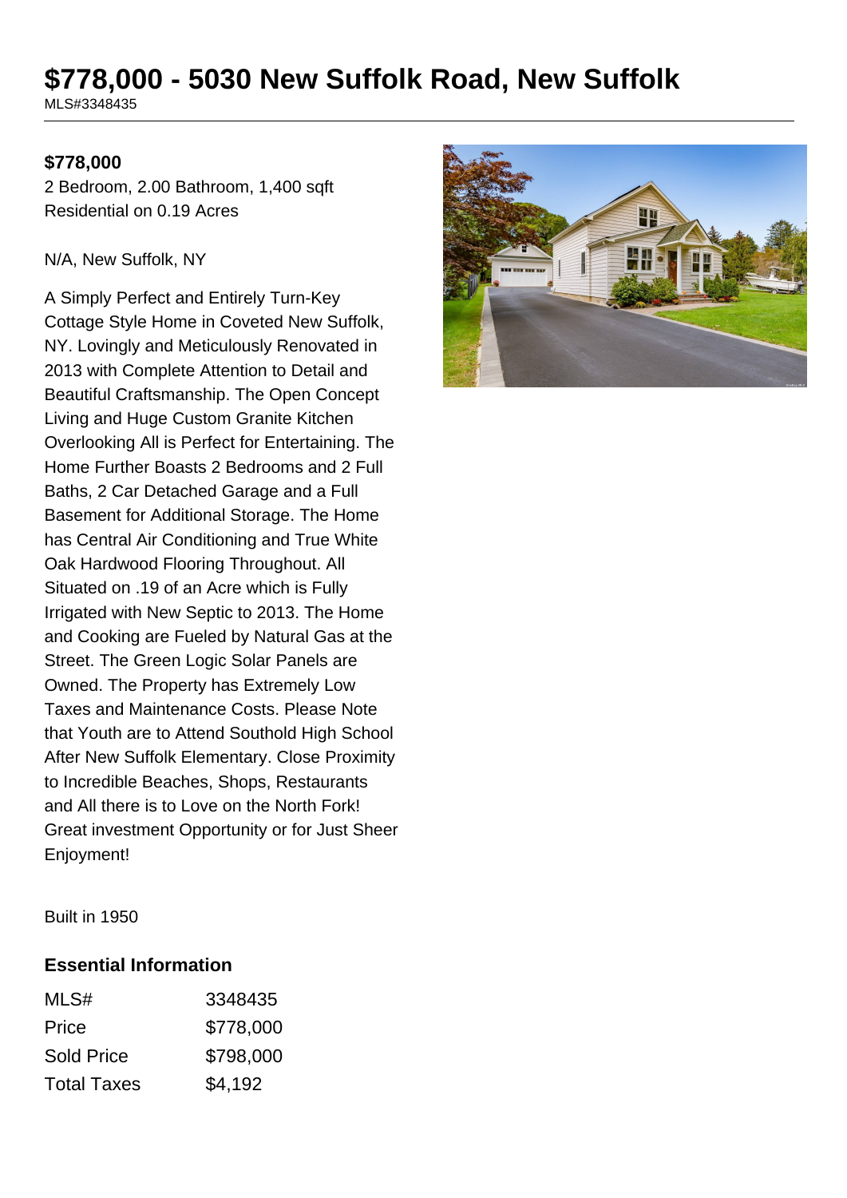# $778,000 - 5030 New Suffolk Road, New Suffolk

MLS#3348435

**$778,000**

2 Bedroom, 2.00 Bathroom, 1,400 sqft
Residential on 0.19 Acres

N/A, New Suffolk, NY

A Simply Perfect and Entirely Turn-Key Cottage Style Home in Coveted New Suffolk, NY. Lovingly and Meticulously Renovated in 2013 with Complete Attention to Detail and Beautiful Craftsmanship. The Open Concept Living and Huge Custom Granite Kitchen Overlooking All is Perfect for Entertaining. The Home Further Boasts 2 Bedrooms and 2 Full Baths, 2 Car Detached Garage and a Full Basement for Additional Storage. The Home has Central Air Conditioning and True White Oak Hardwood Flooring Throughout. All Situated on .19 of an Acre which is Fully Irrigated with New Septic to 2013. The Home and Cooking are Fueled by Natural Gas at the Street. The Green Logic Solar Panels are Owned. The Property has Extremely Low Taxes and Maintenance Costs. Please Note that Youth are to Attend Southold High School After New Suffolk Elementary. Close Proximity to Incredible Beaches, Shops, Restaurants and All there is to Love on the North Fork! Great investment Opportunity or for Just Sheer Enjoyment!

Built in 1950

### Essential Information

| | |
|---|---|
| MLS# | 3348435 |
| Price | $778,000 |
| Sold Price | $798,000 |
| Total Taxes | $4,192 |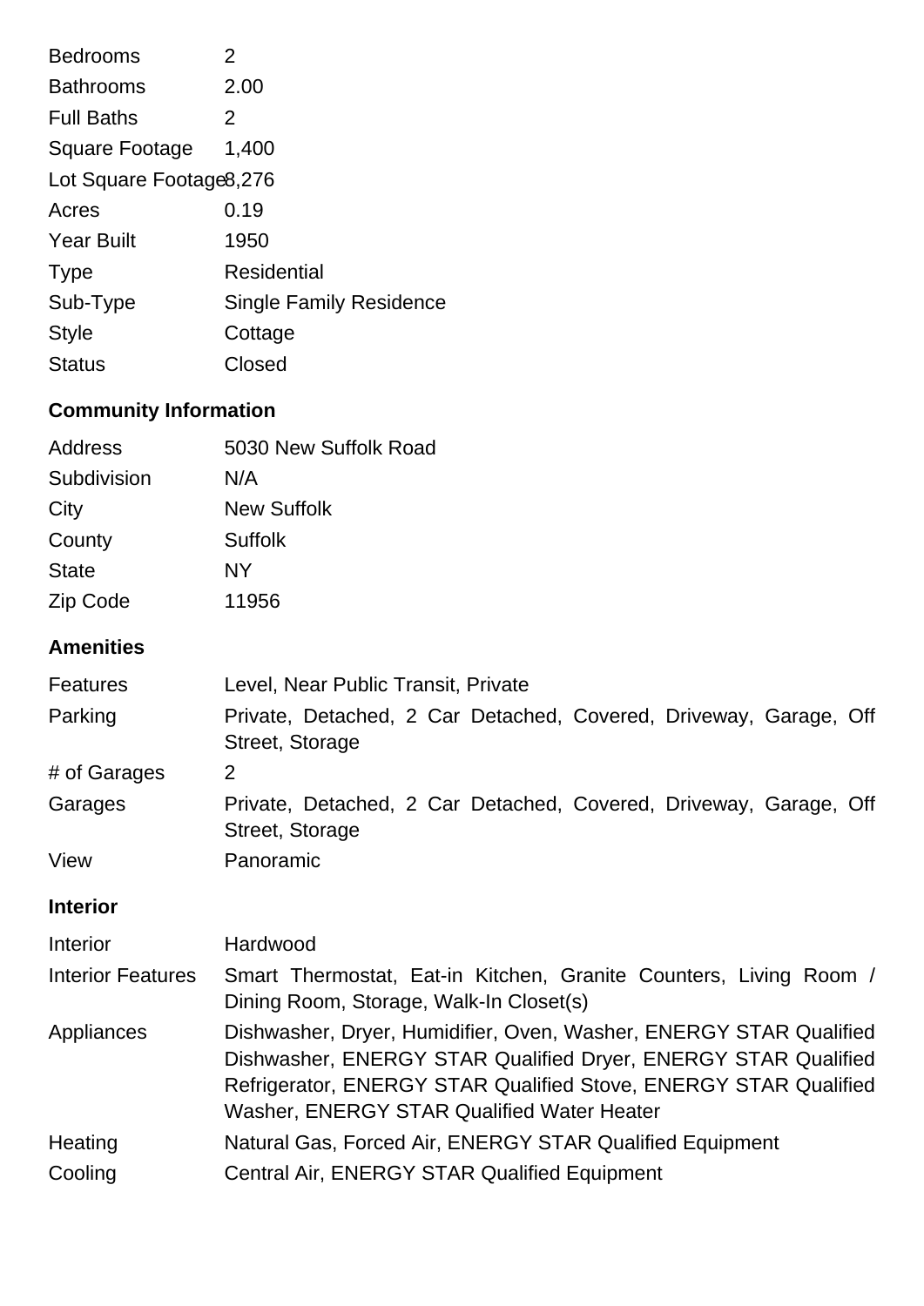| | |
|---|---|
| Bedrooms | 2 |
| Bathrooms | 2.00 |
| Full Baths | 2 |
| Square Footage | 1,400 |
| Lot Square Footage | 8,276 |
| Acres | 0.19 |
| Year Built | 1950 |
| Type | Residential |
| Sub-Type | Single Family Residence |
| Style | Cottage |
| Status | Closed |

## Community Information

| | |
|---|---|
| Address | 5030 New Suffolk Road |
| Subdivision | N/A |
| City | New Suffolk |
| County | Suffolk |
| State | NY |
| Zip Code | 11956 |

## Amenities

| | |
|---|---|
| Features | Level, Near Public Transit, Private |
| Parking | Private, Detached, 2 Car Detached, Covered, Driveway, Garage, Off Street, Storage |
| # of Garages | 2 |
| Garages | Private, Detached, 2 Car Detached, Covered, Driveway, Garage, Off Street, Storage |
| View | Panoramic |

## Interior

| | |
|---|---|
| Interior | Hardwood |
| Interior Features | Smart Thermostat, Eat-in Kitchen, Granite Counters, Living Room / Dining Room, Storage, Walk-In Closet(s) |
| Appliances | Dishwasher, Dryer, Humidifier, Oven, Washer, ENERGY STAR Qualified Dishwasher, ENERGY STAR Qualified Dryer, ENERGY STAR Qualified Refrigerator, ENERGY STAR Qualified Stove, ENERGY STAR Qualified Washer, ENERGY STAR Qualified Water Heater |
| Heating | Natural Gas, Forced Air, ENERGY STAR Qualified Equipment |
| Cooling | Central Air, ENERGY STAR Qualified Equipment |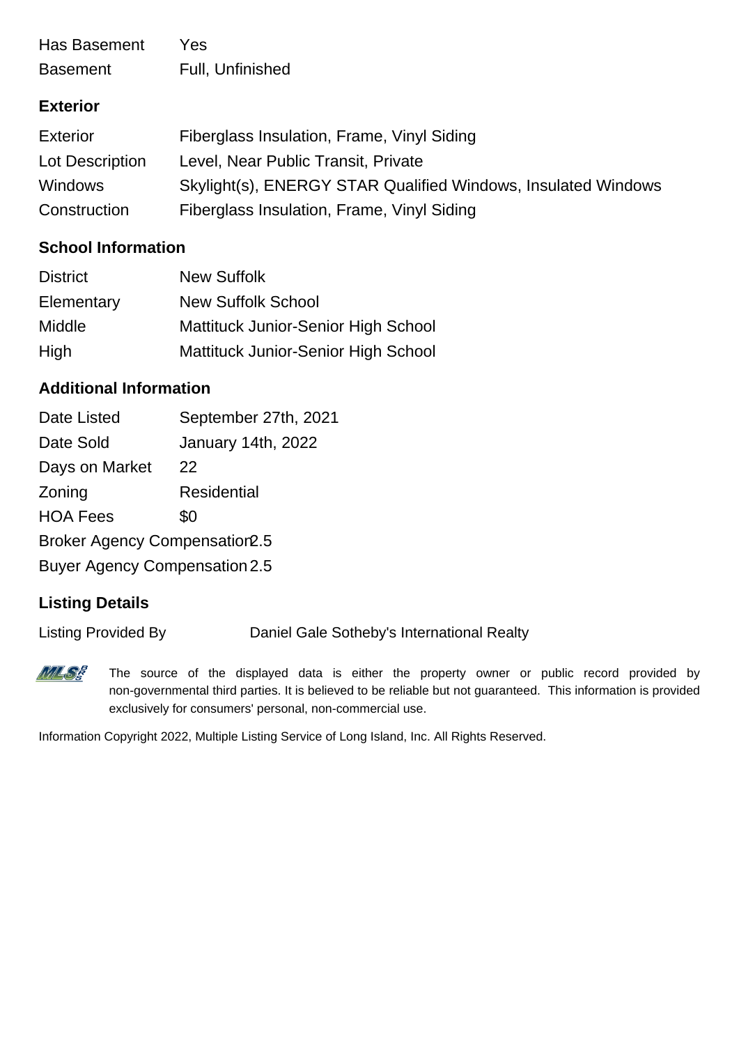| | |
|---|---|
| Has Basement | Yes |
| Basement | Full, Unfinished |

## Exterior

| | |
|---|---|
| Exterior | Fiberglass Insulation, Frame, Vinyl Siding |
| Lot Description | Level, Near Public Transit, Private |
| Windows | Skylight(s), ENERGY STAR Qualified Windows, Insulated Windows |
| Construction | Fiberglass Insulation, Frame, Vinyl Siding |

## School Information

| | |
|---|---|
| District | New Suffolk |
| Elementary | New Suffolk School |
| Middle | Mattituck Junior-Senior High School |
| High | Mattituck Junior-Senior High School |

## Additional Information

| | |
|---|---|
| Date Listed | September 27th, 2021 |
| Date Sold | January 14th, 2022 |
| Days on Market | 22 |
| Zoning | Residential |
| HOA Fees | $0 |
| Broker Agency Compensation | 2.5 |
| Buyer Agency Compensation | 2.5 |

## Listing Details

| | |
|---|---|
| Listing Provided By | Daniel Gale Sotheby's International Realty |

The source of the displayed data is either the property owner or public record provided by non-governmental third parties. It is believed to be reliable but not guaranteed. This information is provided exclusively for consumers' personal, non-commercial use.

Information Copyright 2022, Multiple Listing Service of Long Island, Inc. All Rights Reserved.